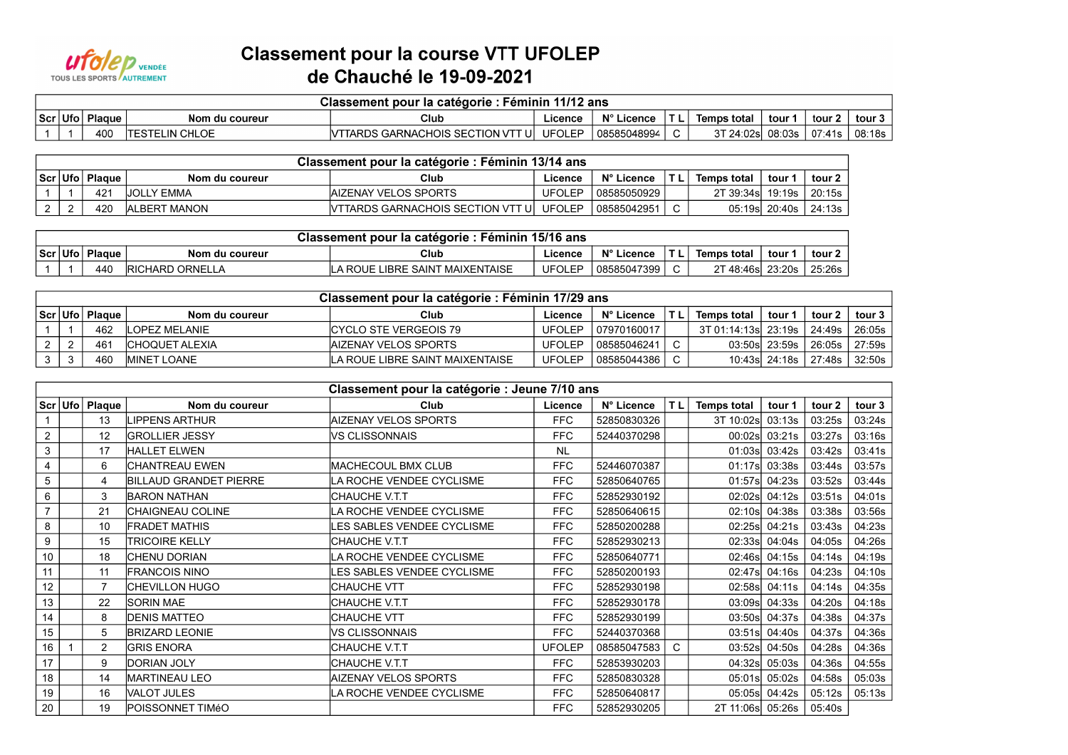# Classement pour la course VTT UFOLEP de Chauché le 19-09-2021

| Classement pour la catégorie : Féminin 11/12 ans | | | | | | | | | | | |
|---|---|---|---|---|---|---|---|---|---|---|---|
| Scr | Ufo | Plaque | Nom du coureur | Club | Licence | N° Licence | T L | Temps total | tour 1 | tour 2 | tour 3 |
| 1 | 1 | 400 | TESTELIN CHLOE | VTTARDS GARNACHOIS SECTION VTT U | UFOLEP | 08585048994 | C | 3T 24:02s | 08:03s | 07:41s | 08:18s |

| Classement pour la catégorie : Féminin 13/14 ans | | | | | | | | | | |
|---|---|---|---|---|---|---|---|---|---|---|
| Scr | Ufo | Plaque | Nom du coureur | Club | Licence | N° Licence | T L | Temps total | tour 1 | tour 2 |
| 1 | 1 | 421 | JOLLY EMMA | AIZENAY VELOS SPORTS | UFOLEP | 08585050929 | | 2T 39:34s | 19:19s | 20:15s |
| 2 | 2 | 420 | ALBERT MANON | VTTARDS GARNACHOIS SECTION VTT U | UFOLEP | 08585042951 | C | 05:19s | 20:40s | 24:13s |

| Classement pour la catégorie : Féminin 15/16 ans | | | | | | | | | | |
|---|---|---|---|---|---|---|---|---|---|---|
| Scr | Ufo | Plaque | Nom du coureur | Club | Licence | N° Licence | T L | Temps total | tour 1 | tour 2 |
| 1 | 1 | 440 | RICHARD ORNELLA | LA ROUE LIBRE SAINT MAIXENTAISE | UFOLEP | 08585047399 | C | 2T 48:46s | 23:20s | 25:26s |

| Classement pour la catégorie : Féminin 17/29 ans | | | | | | | | | | | |
|---|---|---|---|---|---|---|---|---|---|---|---|
| Scr | Ufo | Plaque | Nom du coureur | Club | Licence | N° Licence | T L | Temps total | tour 1 | tour 2 | tour 3 |
| 1 | 1 | 462 | LOPEZ MELANIE | CYCLO STE VERGEOIS 79 | UFOLEP | 07970160017 | | 3T 01:14:13s | 23:19s | 24:49s | 26:05s |
| 2 | 2 | 461 | CHOQUET ALEXIA | AIZENAY VELOS SPORTS | UFOLEP | 08585046241 | C | 03:50s | 23:59s | 26:05s | 27:59s |
| 3 | 3 | 460 | MINET LOANE | LA ROUE LIBRE SAINT MAIXENTAISE | UFOLEP | 08585044386 | C | 10:43s | 24:18s | 27:48s | 32:50s |

| Classement pour la catégorie : Jeune 7/10 ans | | | | | | | | | | | |
|---|---|---|---|---|---|---|---|---|---|---|---|
| Scr | Ufo | Plaque | Nom du coureur | Club | Licence | N° Licence | T L | Temps total | tour 1 | tour 2 | tour 3 |
| 1 | | 13 | LIPPENS ARTHUR | AIZENAY VELOS SPORTS | FFC | 52850830326 | | 3T 10:02s | 03:13s | 03:25s | 03:24s |
| 2 | | 12 | GROLLIER JESSY | VS CLISSONNAIS | FFC | 52440370298 | | 00:02s | 03:21s | 03:27s | 03:16s |
| 3 | | 17 | HALLET ELWEN | | NL | | | 01:03s | 03:42s | 03:42s | 03:41s |
| 4 | | 6 | CHANTREAU EWEN | MACHECOUL BMX CLUB | FFC | 52446070387 | | 01:17s | 03:38s | 03:44s | 03:57s |
| 5 | | 4 | BILLAUD GRANDET PIERRE | LA ROCHE VENDEE CYCLISME | FFC | 52850640765 | | 01:57s | 04:23s | 03:52s | 03:44s |
| 6 | | 3 | BARON NATHAN | CHAUCHE V.T.T | FFC | 52852930192 | | 02:02s | 04:12s | 03:51s | 04:01s |
| 7 | | 21 | CHAIGNEAU COLINE | LA ROCHE VENDEE CYCLISME | FFC | 52850640615 | | 02:10s | 04:38s | 03:38s | 03:56s |
| 8 | | 10 | FRADET MATHIS | LES SABLES VENDEE CYCLISME | FFC | 52850200288 | | 02:25s | 04:21s | 03:43s | 04:23s |
| 9 | | 15 | TRICOIRE KELLY | CHAUCHE V.T.T | FFC | 52852930213 | | 02:33s | 04:04s | 04:05s | 04:26s |
| 10 | | 18 | CHENU DORIAN | LA ROCHE VENDEE CYCLISME | FFC | 52850640771 | | 02:46s | 04:15s | 04:14s | 04:19s |
| 11 | | 11 | FRANCOIS NINO | LES SABLES VENDEE CYCLISME | FFC | 52850200193 | | 02:47s | 04:16s | 04:23s | 04:10s |
| 12 | | 7 | CHEVILLON HUGO | CHAUCHE VTT | FFC | 52852930198 | | 02:58s | 04:11s | 04:14s | 04:35s |
| 13 | | 22 | SORIN MAE | CHAUCHE V.T.T | FFC | 52852930178 | | 03:09s | 04:33s | 04:20s | 04:18s |
| 14 | | 8 | DENIS MATTEO | CHAUCHE VTT | FFC | 52852930199 | | 03:50s | 04:37s | 04:38s | 04:37s |
| 15 | | 5 | BRIZARD LEONIE | VS CLISSONNAIS | FFC | 52440370368 | | 03:51s | 04:40s | 04:37s | 04:36s |
| 16 | 1 | 2 | GRIS ENORA | CHAUCHE V.T.T | UFOLEP | 08585047583 | C | 03:52s | 04:50s | 04:28s | 04:36s |
| 17 | | 9 | DORIAN JOLY | CHAUCHE V.T.T | FFC | 52853930203 | | 04:32s | 05:03s | 04:36s | 04:55s |
| 18 | | 14 | MARTINEAU LEO | AIZENAY VELOS SPORTS | FFC | 52850830328 | | 05:01s | 05:02s | 04:58s | 05:03s |
| 19 | | 16 | VALOT JULES | LA ROCHE VENDEE CYCLISME | FFC | 52850640817 | | 05:05s | 04:42s | 05:12s | 05:13s |
| 20 | | 19 | POISSONNET TIMéO | | FFC | 52852930205 | | 2T 11:06s | 05:26s | 05:40s | |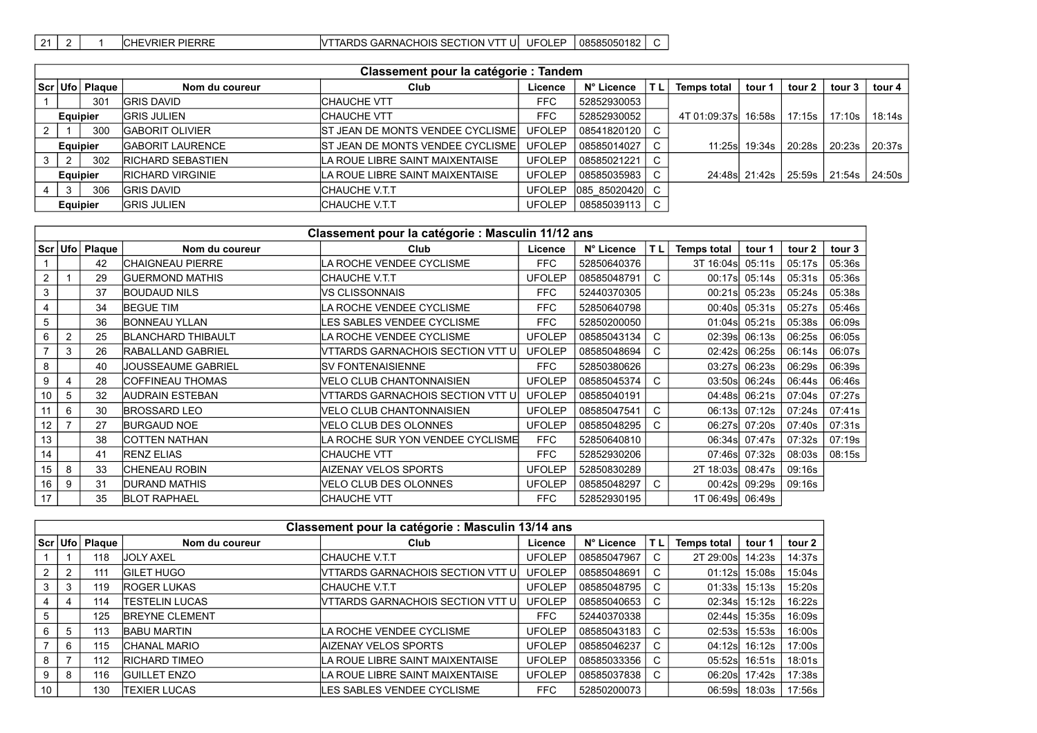| 21 | 2 | 1 | CHEVRIER PIERRE | VTTARDS GARNACHOIS SECTION VTT U | UFOLEP | 08585050182 | C |
|---|---|---|---|---|---|---|---|

## Classement pour la catégorie : Tandem

| Scr | Ufo | Plaque | Nom du coureur | Club | Licence | N° Licence | T L | Temps total | tour 1 | tour 2 | tour 3 | tour 4 |
|---|---|---|---|---|---|---|---|---|---|---|---|---|
| 1 | | 301 | GRIS DAVID | CHAUCHE VTT | FFC | 52852930053 | | | | | | |
| Equipier | | | GRIS JULIEN | CHAUCHE VTT | FFC | 52852930052 | | 4T 01:09:37s | 16:58s | 17:15s | 17:10s | 18:14s |
| 2 | 1 | 300 | GABORIT OLIVIER | ST JEAN DE MONTS VENDEE CYCLISME | UFOLEP | 08541820120 | C | | | | | |
| Equipier | | | GABORIT LAURENCE | ST JEAN DE MONTS VENDEE CYCLISME | UFOLEP | 08585014027 | C | 11:25s | 19:34s | 20:28s | 20:23s | 20:37s |
| 3 | 2 | 302 | RICHARD SEBASTIEN | LA ROUE LIBRE SAINT MAIXENTAISE | UFOLEP | 08585021221 | C | | | | | |
| Equipier | | | RICHARD VIRGINIE | LA ROUE LIBRE SAINT MAIXENTAISE | UFOLEP | 08585035983 | C | 24:48s | 21:42s | 25:59s | 21:54s | 24:50s |
| 4 | 3 | 306 | GRIS DAVID | CHAUCHE V.T.T | UFOLEP | 085_85020420 | C | | | | | |
| Equipier | | | GRIS JULIEN | CHAUCHE V.T.T | UFOLEP | 08585039113 | C | | | | | |

## Classement pour la catégorie : Masculin 11/12 ans

| Scr | Ufo | Plaque | Nom du coureur | Club | Licence | N° Licence | T L | Temps total | tour 1 | tour 2 | tour 3 |
|---|---|---|---|---|---|---|---|---|---|---|---|
| 1 | | 42 | CHAIGNEAU PIERRE | LA ROCHE VENDEE CYCLISME | FFC | 52850640376 | | 3T 16:04s | 05:11s | 05:17s | 05:36s |
| 2 | 1 | 29 | GUERMOND MATHIS | CHAUCHE V.T.T | UFOLEP | 08585048791 | C | 00:17s | 05:14s | 05:31s | 05:36s |
| 3 | | 37 | BOUDAUD NILS | VS CLISSONNAIS | FFC | 52440370305 | | 00:21s | 05:23s | 05:24s | 05:38s |
| 4 | | 34 | BEGUE TIM | LA ROCHE VENDEE CYCLISME | FFC | 52850640798 | | 00:40s | 05:31s | 05:27s | 05:46s |
| 5 | | 36 | BONNEAU YLLAN | LES SABLES VENDEE CYCLISME | FFC | 52850200050 | | 01:04s | 05:21s | 05:38s | 06:09s |
| 6 | 2 | 25 | BLANCHARD THIBAULT | LA ROCHE VENDEE CYCLISME | UFOLEP | 08585043134 | C | 02:39s | 06:13s | 06:25s | 06:05s |
| 7 | 3 | 26 | RABALLAND GABRIEL | VTTARDS GARNACHOIS SECTION VTT U | UFOLEP | 08585048694 | C | 02:42s | 06:25s | 06:14s | 06:07s |
| 8 | | 40 | JOUSSEAUME GABRIEL | SV FONTENAISIENNE | FFC | 52850380626 | | 03:27s | 06:23s | 06:29s | 06:39s |
| 9 | 4 | 28 | COFFINEAU THOMAS | VELO CLUB CHANTONNAISIEN | UFOLEP | 08585045374 | C | 03:50s | 06:24s | 06:44s | 06:46s |
| 10 | 5 | 32 | AUDRAIN ESTEBAN | VTTARDS GARNACHOIS SECTION VTT U | UFOLEP | 08585040191 | | 04:48s | 06:21s | 07:04s | 07:27s |
| 11 | 6 | 30 | BROSSARD LEO | VELO CLUB CHANTONNAISIEN | UFOLEP | 08585047541 | C | 06:13s | 07:12s | 07:24s | 07:41s |
| 12 | 7 | 27 | BURGAUD NOE | VELO CLUB DES OLONNES | UFOLEP | 08585048295 | C | 06:27s | 07:20s | 07:40s | 07:31s |
| 13 | | 38 | COTTEN NATHAN | LA ROCHE SUR YON VENDEE CYCLISME | FFC | 52850640810 | | 06:34s | 07:47s | 07:32s | 07:19s |
| 14 | | 41 | RENZ ELIAS | CHAUCHE VTT | FFC | 52852930206 | | 07:46s | 07:32s | 08:03s | 08:15s |
| 15 | 8 | 33 | CHENEAU ROBIN | AIZENAY VELOS SPORTS | UFOLEP | 52850830289 | | 2T 18:03s | 08:47s | 09:16s | |
| 16 | 9 | 31 | DURAND MATHIS | VELO CLUB DES OLONNES | UFOLEP | 08585048297 | C | 00:42s | 09:29s | 09:16s | |
| 17 | | 35 | BLOT RAPHAEL | CHAUCHE VTT | FFC | 52852930195 | | 1T 06:49s | 06:49s | | |

## Classement pour la catégorie : Masculin 13/14 ans

| Scr | Ufo | Plaque | Nom du coureur | Club | Licence | N° Licence | T L | Temps total | tour 1 | tour 2 |
|---|---|---|---|---|---|---|---|---|---|---|
| 1 | 1 | 118 | JOLY AXEL | CHAUCHE V.T.T | UFOLEP | 08585047967 | C | 2T 29:00s | 14:23s | 14:37s |
| 2 | 2 | 111 | GILET HUGO | VTTARDS GARNACHOIS SECTION VTT U | UFOLEP | 08585048691 | C | 01:12s | 15:08s | 15:04s |
| 3 | 3 | 119 | ROGER LUKAS | CHAUCHE V.T.T | UFOLEP | 08585048795 | C | 01:33s | 15:13s | 15:20s |
| 4 | 4 | 114 | TESTELIN LUCAS | VTTARDS GARNACHOIS SECTION VTT U | UFOLEP | 08585040653 | C | 02:34s | 15:12s | 16:22s |
| 5 | | 125 | BREYNE CLEMENT | | FFC | 52440370338 | | 02:44s | 15:35s | 16:09s |
| 6 | 5 | 113 | BABU MARTIN | LA ROCHE VENDEE CYCLISME | UFOLEP | 08585043183 | C | 02:53s | 15:53s | 16:00s |
| 7 | 6 | 115 | CHANAL MARIO | AIZENAY VELOS SPORTS | UFOLEP | 08585046237 | C | 04:12s | 16:12s | 17:00s |
| 8 | 7 | 112 | RICHARD TIMEO | LA ROUE LIBRE SAINT MAIXENTAISE | UFOLEP | 08585033356 | C | 05:52s | 16:51s | 18:01s |
| 9 | 8 | 116 | GUILLET ENZO | LA ROUE LIBRE SAINT MAIXENTAISE | UFOLEP | 08585037838 | C | 06:20s | 17:42s | 17:38s |
| 10 | | 130 | TEXIER LUCAS | LES SABLES VENDEE CYCLISME | FFC | 52850200073 | | 06:59s | 18:03s | 17:56s |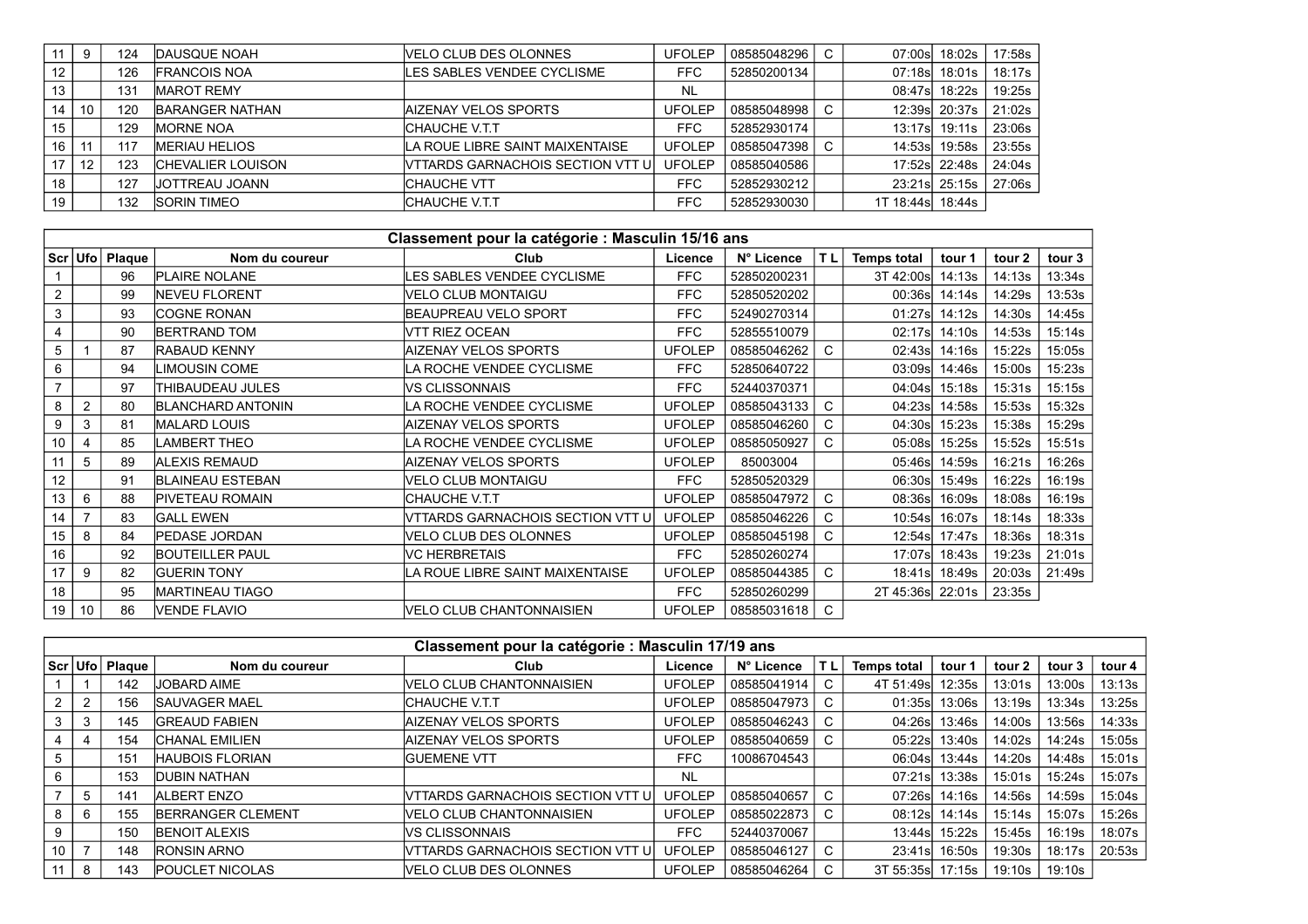| Scr | Ufo | Plaque | Nom du coureur | Club | Licence | N° Licence | T L | Temps total | tour 1 | tour 2 |
|---|---|---|---|---|---|---|---|---|---|---|
| 11 | 9 | 124 | DAUSQUE NOAH | VELO CLUB DES OLONNES | UFOLEP | 08585048296 | C | 07:00s | 18:02s | 17:58s |
| 12 | | 126 | FRANCOIS NOA | LES SABLES VENDEE CYCLISME | FFC | 52850200134 | | 07:18s | 18:01s | 18:17s |
| 13 | | 131 | MAROT REMY | | NL | | | 08:47s | 18:22s | 19:25s |
| 14 | 10 | 120 | BARANGER NATHAN | AIZENAY VELOS SPORTS | UFOLEP | 08585048998 | C | 12:39s | 20:37s | 21:02s |
| 15 | | 129 | MORNE NOA | CHAUCHE V.T.T | FFC | 52852930174 | | 13:17s | 19:11s | 23:06s |
| 16 | 11 | 117 | MERIAU HELIOS | LA ROUE LIBRE SAINT MAIXENTAISE | UFOLEP | 08585047398 | C | 14:53s | 19:58s | 23:55s |
| 17 | 12 | 123 | CHEVALIER LOUISON | VTTARDS GARNACHOIS SECTION VTT U | UFOLEP | 08585040586 | | 17:52s | 22:48s | 24:04s |
| 18 | | 127 | JOTTREAU JOANN | CHAUCHE VTT | FFC | 52852930212 | | 23:21s | 25:15s | 27:06s |
| 19 | | 132 | SORIN TIMEO | CHAUCHE V.T.T | FFC | 52852930030 | | 1T 18:44s | 18:44s | |

## Classement pour la catégorie : Masculin 15/16 ans

| Scr | Ufo | Plaque | Nom du coureur | Club | Licence | N° Licence | T L | Temps total | tour 1 | tour 2 | tour 3 |
|---|---|---|---|---|---|---|---|---|---|---|---|
| 1 | | 96 | PLAIRE NOLANE | LES SABLES VENDEE CYCLISME | FFC | 52850200231 | | 3T 42:00s | 14:13s | 14:13s | 13:34s |
| 2 | | 99 | NEVEU FLORENT | VELO CLUB MONTAIGU | FFC | 52850520202 | | 00:36s | 14:14s | 14:29s | 13:53s |
| 3 | | 93 | COGNE RONAN | BEAUPREAU VELO SPORT | FFC | 52490270314 | | 01:27s | 14:12s | 14:30s | 14:45s |
| 4 | | 90 | BERTRAND TOM | VTT RIEZ OCEAN | FFC | 52855510079 | | 02:17s | 14:10s | 14:53s | 15:14s |
| 5 | 1 | 87 | RABAUD KENNY | AIZENAY VELOS SPORTS | UFOLEP | 08585046262 | C | 02:43s | 14:16s | 15:22s | 15:05s |
| 6 | | 94 | LIMOUSIN COME | LA ROCHE VENDEE CYCLISME | FFC | 52850640722 | | 03:09s | 14:46s | 15:00s | 15:23s |
| 7 | | 97 | THIBAUDEAU JULES | VS CLISSONNAIS | FFC | 52440370371 | | 04:04s | 15:18s | 15:31s | 15:15s |
| 8 | 2 | 80 | BLANCHARD ANTONIN | LA ROCHE VENDEE CYCLISME | UFOLEP | 08585043133 | C | 04:23s | 14:58s | 15:53s | 15:32s |
| 9 | 3 | 81 | MALARD LOUIS | AIZENAY VELOS SPORTS | UFOLEP | 08585046260 | C | 04:30s | 15:23s | 15:38s | 15:29s |
| 10 | 4 | 85 | LAMBERT THEO | LA ROCHE VENDEE CYCLISME | UFOLEP | 08585050927 | C | 05:08s | 15:25s | 15:52s | 15:51s |
| 11 | 5 | 89 | ALEXIS REMAUD | AIZENAY VELOS SPORTS | UFOLEP | 85003004 | | 05:46s | 14:59s | 16:21s | 16:26s |
| 12 | | 91 | BLAINEAU ESTEBAN | VELO CLUB MONTAIGU | FFC | 52850520329 | | 06:30s | 15:49s | 16:22s | 16:19s |
| 13 | 6 | 88 | PIVETEAU ROMAIN | CHAUCHE V.T.T | UFOLEP | 08585047972 | C | 08:36s | 16:09s | 18:08s | 16:19s |
| 14 | 7 | 83 | GALL EWEN | VTTARDS GARNACHOIS SECTION VTT U | UFOLEP | 08585046226 | C | 10:54s | 16:07s | 18:14s | 18:33s |
| 15 | 8 | 84 | PEDASE JORDAN | VELO CLUB DES OLONNES | UFOLEP | 08585045198 | C | 12:54s | 17:47s | 18:36s | 18:31s |
| 16 | | 92 | BOUTEILLER PAUL | VC HERBRETAIS | FFC | 52850260274 | | 17:07s | 18:43s | 19:23s | 21:01s |
| 17 | 9 | 82 | GUERIN TONY | LA ROUE LIBRE SAINT MAIXENTAISE | UFOLEP | 08585044385 | C | 18:41s | 18:49s | 20:03s | 21:49s |
| 18 | | 95 | MARTINEAU TIAGO | | FFC | 52850260299 | | 2T 45:36s | 22:01s | 23:35s | |
| 19 | 10 | 86 | VENDE FLAVIO | VELO CLUB CHANTONNAISIEN | UFOLEP | 08585031618 | C | | | | |

## Classement pour la catégorie : Masculin 17/19 ans

| Scr | Ufo | Plaque | Nom du coureur | Club | Licence | N° Licence | T L | Temps total | tour 1 | tour 2 | tour 3 | tour 4 |
|---|---|---|---|---|---|---|---|---|---|---|---|---|
| 1 | 1 | 142 | JOBARD AIME | VELO CLUB CHANTONNAISIEN | UFOLEP | 08585041914 | C | 4T 51:49s | 12:35s | 13:01s | 13:00s | 13:13s |
| 2 | 2 | 156 | SAUVAGER MAEL | CHAUCHE V.T.T | UFOLEP | 08585047973 | C | 01:35s | 13:06s | 13:19s | 13:34s | 13:25s |
| 3 | 3 | 145 | GREAUD FABIEN | AIZENAY VELOS SPORTS | UFOLEP | 08585046243 | C | 04:26s | 13:46s | 14:00s | 13:56s | 14:33s |
| 4 | 4 | 154 | CHANAL EMILIEN | AIZENAY VELOS SPORTS | UFOLEP | 08585040659 | C | 05:22s | 13:40s | 14:02s | 14:24s | 15:05s |
| 5 | | 151 | HAUBOIS FLORIAN | GUEMENE VTT | FFC | 10086704543 | | 06:04s | 13:44s | 14:20s | 14:48s | 15:01s |
| 6 | | 153 | DUBIN NATHAN | | NL | | | 07:21s | 13:38s | 15:01s | 15:24s | 15:07s |
| 7 | 5 | 141 | ALBERT ENZO | VTTARDS GARNACHOIS SECTION VTT U | UFOLEP | 08585040657 | C | 07:26s | 14:16s | 14:56s | 14:59s | 15:04s |
| 8 | 6 | 155 | BERRANGER CLEMENT | VELO CLUB CHANTONNAISIEN | UFOLEP | 08585022873 | C | 08:12s | 14:14s | 15:14s | 15:07s | 15:26s |
| 9 | | 150 | BENOIT ALEXIS | VS CLISSONNAIS | FFC | 52440370067 | | 13:44s | 15:22s | 15:45s | 16:19s | 18:07s |
| 10 | 7 | 148 | RONSIN ARNO | VTTARDS GARNACHOIS SECTION VTT U | UFOLEP | 08585046127 | C | 23:41s | 16:50s | 19:30s | 18:17s | 20:53s |
| 11 | 8 | 143 | POUCLET NICOLAS | VELO CLUB DES OLONNES | UFOLEP | 08585046264 | C | 3T 55:35s | 17:15s | 19:10s | 19:10s | |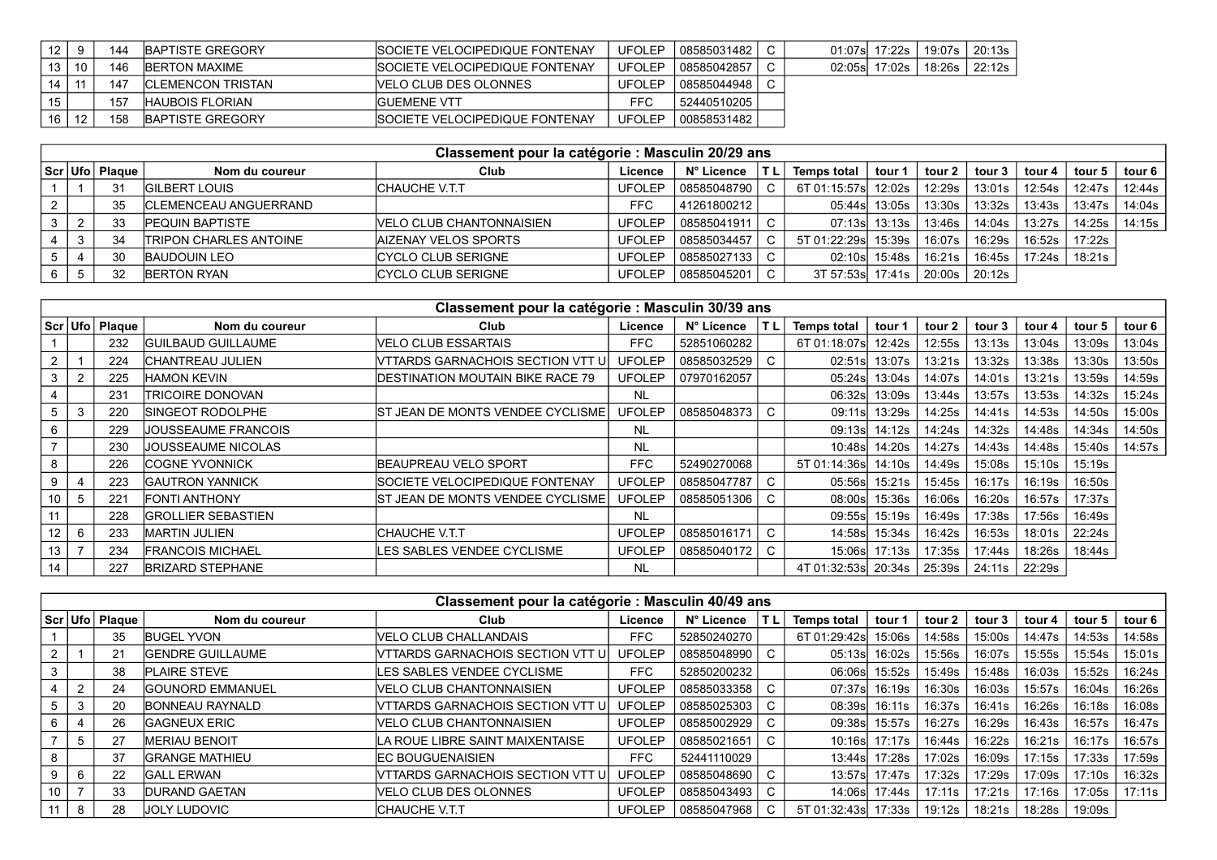| 12 | 9 | 144 | BAPTISTE GREGORY | SOCIETE VELOCIPEDIQUE FONTENAY | UFOLEP | 08585031482 | C | 01:07s | 17:22s | 19:07s | 20:13s |
|---|---|---|---|---|---|---|---|---|---|---|---|
| 13 | 10 | 146 | BERTON MAXIME | SOCIETE VELOCIPEDIQUE FONTENAY | UFOLEP | 08585042857 | C | 02:05s | 17:02s | 18:26s | 22:12s |
| 14 | 11 | 147 | CLEMENCON TRISTAN | VELO CLUB DES OLONNES | UFOLEP | 08585044948 | C | | | | |
| 15 | | 157 | HAUBOIS FLORIAN | GUEMENE VTT | FFC | 52440510205 | | | | | |
| 16 | 12 | 158 | BAPTISTE GREGORY | SOCIETE VELOCIPEDIQUE FONTENAY | UFOLEP | 00858531482 | | | | | |

## Classement pour la catégorie : Masculin 20/29 ans

| Scr | Ufo | Plaque | Nom du coureur | Club | Licence | N° Licence | T L | Temps total | tour 1 | tour 2 | tour 3 | tour 4 | tour 5 | tour 6 |
|---|---|---|---|---|---|---|---|---|---|---|---|---|---|---|
| 1 | 1 | 31 | GILBERT LOUIS | CHAUCHE V.T.T | UFOLEP | 08585048790 | C | 6T 01:15:57s | 12:02s | 12:29s | 13:01s | 12:54s | 12:47s | 12:44s |
| 2 | | 35 | CLEMENCEAU ANGUERRAND | | FFC | 41261800212 | | 05:44s | 13:05s | 13:30s | 13:32s | 13:43s | 13:47s | 14:04s |
| 3 | 2 | 33 | PEQUIN BAPTISTE | VELO CLUB CHANTONNAISIEN | UFOLEP | 08585041911 | C | 07:13s | 13:13s | 13:46s | 14:04s | 13:27s | 14:25s | 14:15s |
| 4 | 3 | 34 | TRIPON CHARLES ANTOINE | AIZENAY VELOS SPORTS | UFOLEP | 08585034457 | C | 5T 01:22:29s | 15:39s | 16:07s | 16:29s | 16:52s | 17:22s | |
| 5 | 4 | 30 | BAUDOUIN LEO | CYCLO CLUB SERIGNE | UFOLEP | 08585027133 | C | 02:10s | 15:48s | 16:21s | 16:45s | 17:24s | 18:21s | |
| 6 | 5 | 32 | BERTON RYAN | CYCLO CLUB SERIGNE | UFOLEP | 08585045201 | C | 3T 57:53s | 17:41s | 20:00s | 20:12s | | | |

## Classement pour la catégorie : Masculin 30/39 ans

| Scr | Ufo | Plaque | Nom du coureur | Club | Licence | N° Licence | T L | Temps total | tour 1 | tour 2 | tour 3 | tour 4 | tour 5 | tour 6 |
|---|---|---|---|---|---|---|---|---|---|---|---|---|---|---|
| 1 | | 232 | GUILBAUD GUILLAUME | VELO CLUB ESSARTAIS | FFC | 52851060282 | | 6T 01:18:07s | 12:42s | 12:55s | 13:13s | 13:04s | 13:09s | 13:04s |
| 2 | 1 | 224 | CHANTREAU JULIEN | VTTARDS GARNACHOIS SECTION VTT U | UFOLEP | 08585032529 | C | 02:51s | 13:07s | 13:21s | 13:32s | 13:38s | 13:30s | 13:50s |
| 3 | 2 | 225 | HAMON KEVIN | DESTINATION MOUTAIN BIKE RACE 79 | UFOLEP | 07970162057 | | 05:24s | 13:04s | 14:07s | 14:01s | 13:21s | 13:59s | 14:59s |
| 4 | | 231 | TRICOIRE DONOVAN | | NL | | | 06:32s | 13:09s | 13:44s | 13:57s | 13:53s | 14:32s | 15:24s |
| 5 | 3 | 220 | SINGEOT RODOLPHE | ST JEAN DE MONTS VENDEE CYCLISME | UFOLEP | 08585048373 | C | 09:11s | 13:29s | 14:25s | 14:41s | 14:53s | 14:50s | 15:00s |
| 6 | | 229 | JOUSSEAUME FRANCOIS | | NL | | | 09:13s | 14:12s | 14:24s | 14:32s | 14:48s | 14:34s | 14:50s |
| 7 | | 230 | JOUSSEAUME NICOLAS | | NL | | | 10:48s | 14:20s | 14:27s | 14:43s | 14:48s | 15:40s | 14:57s |
| 8 | | 226 | COGNE YVONNICK | BEAUPREAU VELO SPORT | FFC | 52490270068 | | 5T 01:14:36s | 14:10s | 14:49s | 15:08s | 15:10s | 15:19s | |
| 9 | 4 | 223 | GAUTRON YANNICK | SOCIETE VELOCIPEDIQUE FONTENAY | UFOLEP | 08585047787 | C | 05:56s | 15:21s | 15:45s | 16:17s | 16:19s | 16:50s | |
| 10 | 5 | 221 | FONTI ANTHONY | ST JEAN DE MONTS VENDEE CYCLISME | UFOLEP | 08585051306 | C | 08:00s | 15:36s | 16:06s | 16:20s | 16:57s | 17:37s | |
| 11 | | 228 | GROLLIER SEBASTIEN | | NL | | | 09:55s | 15:19s | 16:49s | 17:38s | 17:56s | 16:49s | |
| 12 | 6 | 233 | MARTIN JULIEN | CHAUCHE V.T.T | UFOLEP | 08585016171 | C | 14:58s | 15:34s | 16:42s | 16:53s | 18:01s | 22:24s | |
| 13 | 7 | 234 | FRANCOIS MICHAEL | LES SABLES VENDEE CYCLISME | UFOLEP | 08585040172 | C | 15:06s | 17:13s | 17:35s | 17:44s | 18:26s | 18:44s | |
| 14 | | 227 | BRIZARD STEPHANE | | NL | | | 4T 01:32:53s | 20:34s | 25:39s | 24:11s | 22:29s | | |

## Classement pour la catégorie : Masculin 40/49 ans

| Scr | Ufo | Plaque | Nom du coureur | Club | Licence | N° Licence | T L | Temps total | tour 1 | tour 2 | tour 3 | tour 4 | tour 5 | tour 6 |
|---|---|---|---|---|---|---|---|---|---|---|---|---|---|---|
| 1 | | 35 | BUGEL YVON | VELO CLUB CHALLANDAIS | FFC | 52850240270 | | 6T 01:29:42s | 15:06s | 14:58s | 15:00s | 14:47s | 14:53s | 14:58s |
| 2 | 1 | 21 | GENDRE GUILLAUME | VTTARDS GARNACHOIS SECTION VTT U | UFOLEP | 08585048990 | C | 05:13s | 16:02s | 15:56s | 16:07s | 15:55s | 15:54s | 15:01s |
| 3 | | 38 | PLAIRE STEVE | LES SABLES VENDEE CYCLISME | FFC | 52850200232 | | 06:06s | 15:52s | 15:49s | 15:48s | 16:03s | 15:52s | 16:24s |
| 4 | 2 | 24 | GOUNORD EMMANUEL | VELO CLUB CHANTONNAISIEN | UFOLEP | 08585033358 | C | 07:37s | 16:19s | 16:30s | 16:03s | 15:57s | 16:04s | 16:26s |
| 5 | 3 | 20 | BONNEAU RAYNALD | VTTARDS GARNACHOIS SECTION VTT U | UFOLEP | 08585025303 | C | 08:39s | 16:11s | 16:37s | 16:41s | 16:26s | 16:18s | 16:08s |
| 6 | 4 | 26 | GAGNEUX ERIC | VELO CLUB CHANTONNAISIEN | UFOLEP | 08585002929 | C | 09:38s | 15:57s | 16:27s | 16:29s | 16:43s | 16:57s | 16:47s |
| 7 | 5 | 27 | MERIAU BENOIT | LA ROUE LIBRE SAINT MAIXENTAISE | UFOLEP | 08585021651 | C | 10:16s | 17:17s | 16:44s | 16:22s | 16:21s | 16:17s | 16:57s |
| 8 | | 37 | GRANGE MATHIEU | EC BOUGUENAISIEN | FFC | 52441110029 | | 13:44s | 17:28s | 17:02s | 16:09s | 17:15s | 17:33s | 17:59s |
| 9 | 6 | 22 | GALL ERWAN | VTTARDS GARNACHOIS SECTION VTT U | UFOLEP | 08585048690 | C | 13:57s | 17:47s | 17:32s | 17:29s | 17:09s | 17:10s | 16:32s |
| 10 | 7 | 33 | DURAND GAETAN | VELO CLUB DES OLONNES | UFOLEP | 08585043493 | C | 14:06s | 17:44s | 17:11s | 17:21s | 17:16s | 17:05s | 17:11s |
| 11 | 8 | 28 | JOLY LUDOVIC | CHAUCHE V.T.T | UFOLEP | 08585047968 | C | 5T 01:32:43s | 17:33s | 19:12s | 18:21s | 18:28s | 19:09s | |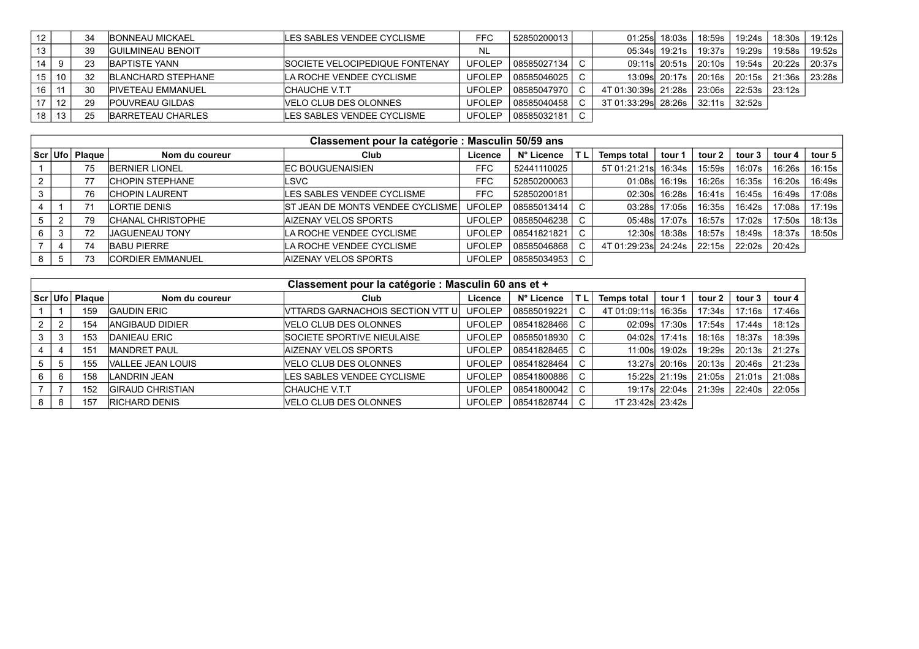| | | | | | | | | | | | | | | |
|---|---|---|---|---|---|---|---|---|---|---|---|---|---|---|
| 12 | | 34 | BONNEAU MICKAEL | LES SABLES VENDEE CYCLISME | FFC | 52850200013 | | 01:25s | 18:03s | 18:59s | 19:24s | 18:30s | 19:12s |
| 13 | | 39 | GUILMINEAU BENOIT | | NL | | | 05:34s | 19:21s | 19:37s | 19:29s | 19:58s | 19:52s |
| 14 | 9 | 23 | BAPTISTE YANN | SOCIETE VELOCIPEDIQUE FONTENAY | UFOLEP | 08585027134 | C | 09:11s | 20:51s | 20:10s | 19:54s | 20:22s | 20:37s |
| 15 | 10 | 32 | BLANCHARD STEPHANE | LA ROCHE VENDEE CYCLISME | UFOLEP | 08585046025 | C | 13:09s | 20:17s | 20:16s | 20:15s | 21:36s | 23:28s |
| 16 | 11 | 30 | PIVETEAU EMMANUEL | CHAUCHE V.T.T | UFOLEP | 08585047970 | C | 4T 01:30:39s | 21:28s | 23:06s | 22:53s | 23:12s | |
| 17 | 12 | 29 | POUVREAU GILDAS | VELO CLUB DES OLONNES | UFOLEP | 08585040458 | C | 3T 01:33:29s | 28:26s | 32:11s | 32:52s | | |
| 18 | 13 | 25 | BARRETEAU CHARLES | LES SABLES VENDEE CYCLISME | UFOLEP | 08585032181 | C | | | | | | |

**Classement pour la catégorie : Masculin 50/59 ans**

| Scr | Ufo | Plaque | Nom du coureur | Club | Licence | N° Licence | T L | Temps total | tour 1 | tour 2 | tour 3 | tour 4 | tour 5 |
|---|---|---|---|---|---|---|---|---|---|---|---|---|---|
| 1 | | 75 | BERNIER LIONEL | EC BOUGUENAISIEN | FFC | 52441110025 | | 5T 01:21:21s | 16:34s | 15:59s | 16:07s | 16:26s | 16:15s |
| 2 | | 77 | CHOPIN STEPHANE | LSVC | FFC | 52850200063 | | 01:08s | 16:19s | 16:26s | 16:35s | 16:20s | 16:49s |
| 3 | | 76 | CHOPIN LAURENT | LES SABLES VENDEE CYCLISME | FFC | 52850200181 | | 02:30s | 16:28s | 16:41s | 16:45s | 16:49s | 17:08s |
| 4 | 1 | 71 | LORTIE DENIS | ST JEAN DE MONTS VENDEE CYCLISME | UFOLEP | 08585013414 | C | 03:28s | 17:05s | 16:35s | 16:42s | 17:08s | 17:19s |
| 5 | 2 | 79 | CHANAL CHRISTOPHE | AIZENAY VELOS SPORTS | UFOLEP | 08585046238 | C | 05:48s | 17:07s | 16:57s | 17:02s | 17:50s | 18:13s |
| 6 | 3 | 72 | JAGUENEAU TONY | LA ROCHE VENDEE CYCLISME | UFOLEP | 08541821821 | C | 12:30s | 18:38s | 18:57s | 18:49s | 18:37s | 18:50s |
| 7 | 4 | 74 | BABU PIERRE | LA ROCHE VENDEE CYCLISME | UFOLEP | 08585046868 | C | 4T 01:29:23s | 24:24s | 22:15s | 22:02s | 20:42s | |
| 8 | 5 | 73 | CORDIER EMMANUEL | AIZENAY VELOS SPORTS | UFOLEP | 08585034953 | C | | | | | | |

**Classement pour la catégorie : Masculin 60 ans et +**

| Scr | Ufo | Plaque | Nom du coureur | Club | Licence | N° Licence | T L | Temps total | tour 1 | tour 2 | tour 3 | tour 4 |
|---|---|---|---|---|---|---|---|---|---|---|---|---|
| 1 | 1 | 159 | GAUDIN ERIC | VTTARDS GARNACHOIS SECTION VTT U | UFOLEP | 08585019221 | C | 4T 01:09:11s | 16:35s | 17:34s | 17:16s | 17:46s |
| 2 | 2 | 154 | ANGIBAUD DIDIER | VELO CLUB DES OLONNES | UFOLEP | 08541828466 | C | 02:09s | 17:30s | 17:54s | 17:44s | 18:12s |
| 3 | 3 | 153 | DANIEAU ERIC | SOCIETE SPORTIVE NIEULAISE | UFOLEP | 08585018930 | C | 04:02s | 17:41s | 18:16s | 18:37s | 18:39s |
| 4 | 4 | 151 | MANDRET PAUL | AIZENAY VELOS SPORTS | UFOLEP | 08541828465 | C | 11:00s | 19:02s | 19:29s | 20:13s | 21:27s |
| 5 | 5 | 155 | VALLEE JEAN LOUIS | VELO CLUB DES OLONNES | UFOLEP | 08541828464 | C | 13:27s | 20:16s | 20:13s | 20:46s | 21:23s |
| 6 | 6 | 158 | LANDRIN JEAN | LES SABLES VENDEE CYCLISME | UFOLEP | 08541800886 | C | 15:22s | 21:19s | 21:05s | 21:01s | 21:08s |
| 7 | 7 | 152 | GIRAUD CHRISTIAN | CHAUCHE V.T.T | UFOLEP | 08541800042 | C | 19:17s | 22:04s | 21:39s | 22:40s | 22:05s |
| 8 | 8 | 157 | RICHARD DENIS | VELO CLUB DES OLONNES | UFOLEP | 08541828744 | C | 1T 23:42s | 23:42s | | | |